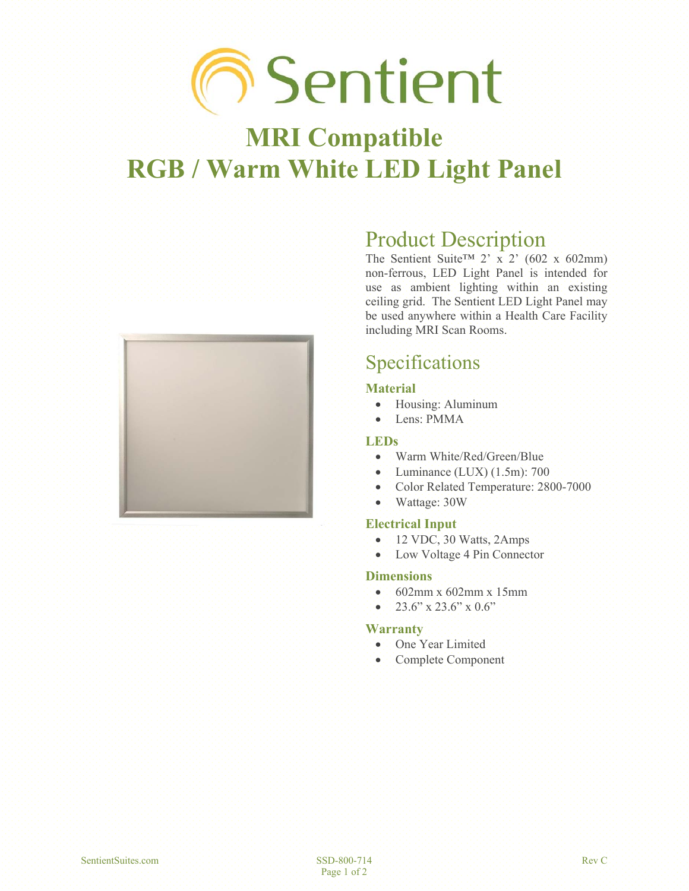# Sentient

# MRI Compatible
# RGB / Warm White LED Light Panel

## Product Description

The Sentient Suite™ 2' x 2' (602 x 602mm) non-ferrous, LED Light Panel is intended for use as ambient lighting within an existing ceiling grid. The Sentient LED Light Panel may be used anywhere within a Health Care Facility including MRI Scan Rooms.

## Specifications

### Material

- Housing: Aluminum
- Lens: PMMA

### LEDs

- Warm White/Red/Green/Blue
- Luminance (LUX) (1.5m): 700
- Color Related Temperature: 2800-7000
- Wattage: 30W

### Electrical Input

- 12 VDC, 30 Watts, 2Amps
- Low Voltage 4 Pin Connector

### Dimensions

- 602mm x 602mm x 15mm
- 23.6" x 23.6" x 0.6"

### Warranty

- One Year Limited
- Complete Component

SentientSuites.com SSD-800-714 Rev C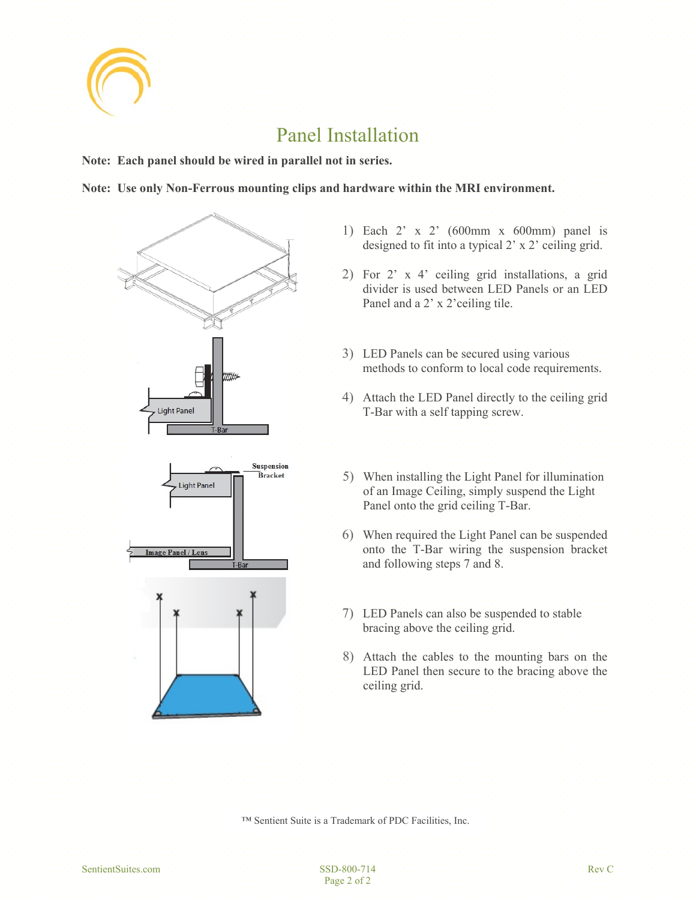# Panel Installation

**Note: Each panel should be wired in parallel not in series.**

**Note: Use only Non-Ferrous mounting clips and hardware within the MRI environment.**

Light Panel

T-Bar

Suspension Bracket

Light Panel

Image Panel / Lens

T-Bar

1) Each 2' x 2' (600mm x 600mm) panel is designed to fit into a typical 2' x 2' ceiling grid.

2) For 2' x 4' ceiling grid installations, a grid divider is used between LED Panels or an LED Panel and a 2' x 2'ceiling tile.

3) LED Panels can be secured using various methods to conform to local code requirements.

4) Attach the LED Panel directly to the ceiling grid T-Bar with a self tapping screw.

5) When installing the Light Panel for illumination of an Image Ceiling, simply suspend the Light Panel onto the grid ceiling T-Bar.

6) When required the Light Panel can be suspended onto the T-Bar wiring the suspension bracket and following steps 7 and 8.

7) LED Panels can also be suspended to stable bracing above the ceiling grid.

8) Attach the cables to the mounting bars on the LED Panel then secure to the bracing above the ceiling grid.

™ Sentient Suite is a Trademark of PDC Facilities, Inc.

SentientSuites.com SSD-800-714 Rev C